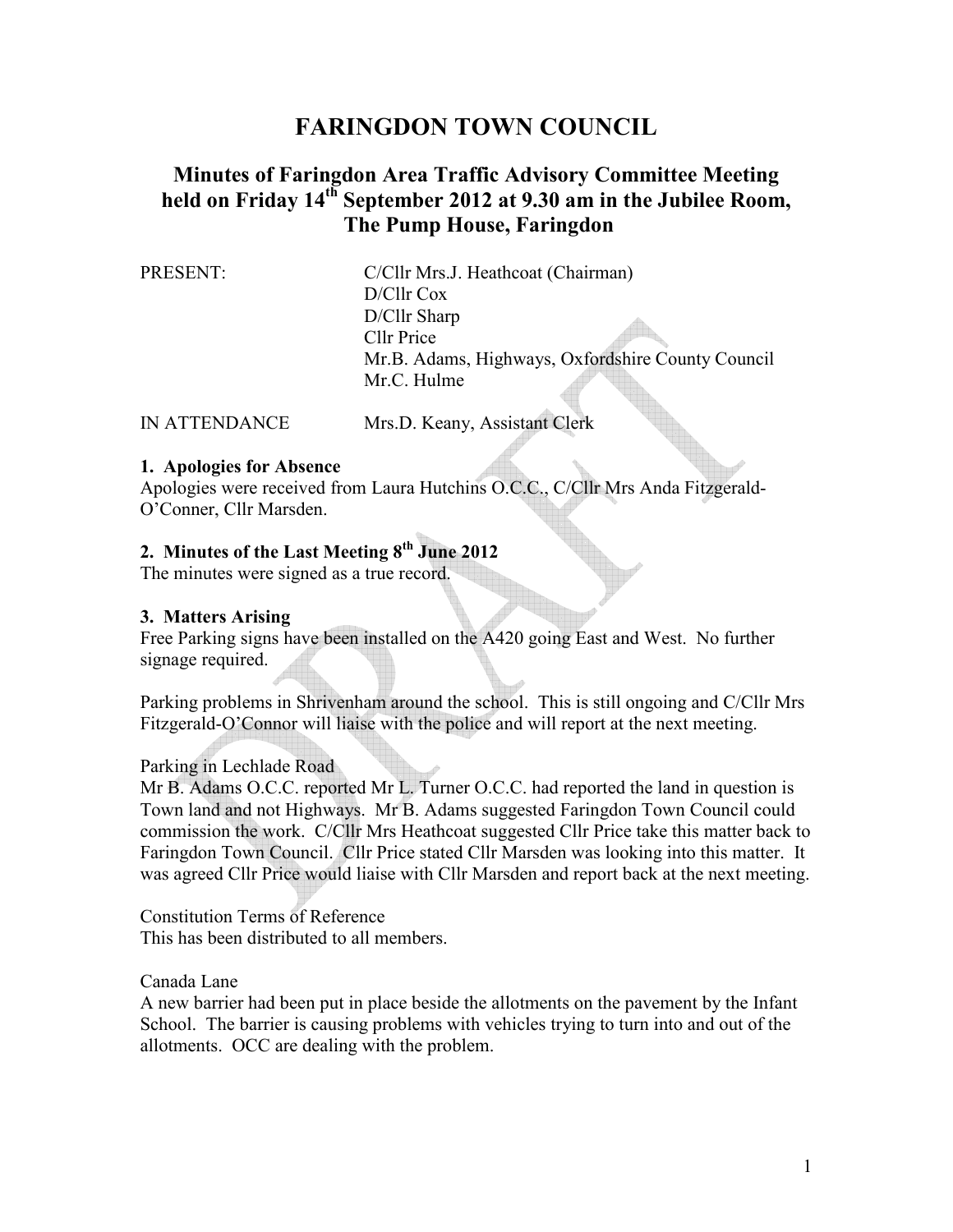# FARINGDON TOWN COUNCIL

## Minutes of Faringdon Area Traffic Advisory Committee Meeting held on Friday 14th September 2012 at 9.30 am in the Jubilee Room, The Pump House, Faringdon

| | |
|---|---|
| PRESENT: | C/Cllr Mrs.J. Heathcoat (Chairman) |
| | D/Cllr Cox |
| | D/Cllr Sharp |
| | Cllr Price |
| | Mr.B. Adams, Highways, Oxfordshire County Council |
| | Mr.C. Hulme |
| IN ATTENDANCE | Mrs.D. Keany, Assistant Clerk |

**1. Apologies for Absence**

Apologies were received from Laura Hutchins O.C.C., C/Cllr Mrs Anda Fitzgerald-O'Conner, Cllr Marsden.

**2. Minutes of the Last Meeting 8th June 2012**

The minutes were signed as a true record.

**3. Matters Arising**

Free Parking signs have been installed on the A420 going East and West. No further signage required.

Parking problems in Shrivenham around the school. This is still ongoing and C/Cllr Mrs Fitzgerald-O'Connor will liaise with the police and will report at the next meeting.

Parking in Lechlade Road

Mr B. Adams O.C.C. reported Mr L. Turner O.C.C. had reported the land in question is Town land and not Highways. Mr B. Adams suggested Faringdon Town Council could commission the work. C/Cllr Mrs Heathcoat suggested Cllr Price take this matter back to Faringdon Town Council. Cllr Price stated Cllr Marsden was looking into this matter. It was agreed Cllr Price would liaise with Cllr Marsden and report back at the next meeting.

Constitution Terms of Reference

This has been distributed to all members.

Canada Lane

A new barrier had been put in place beside the allotments on the pavement by the Infant School. The barrier is causing problems with vehicles trying to turn into and out of the allotments. OCC are dealing with the problem.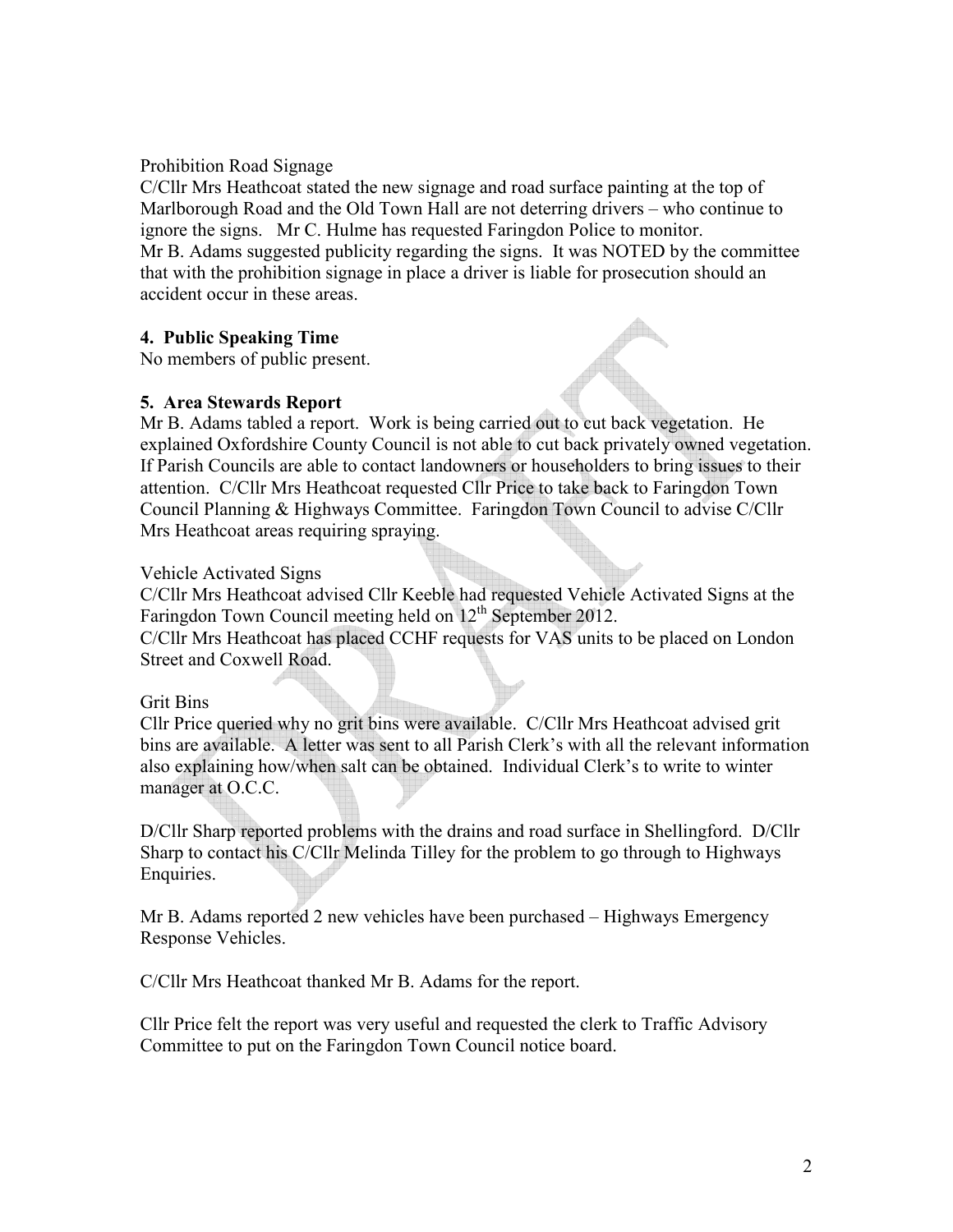Prohibition Road Signage

C/Cllr Mrs Heathcoat stated the new signage and road surface painting at the top of Marlborough Road and the Old Town Hall are not deterring drivers – who continue to ignore the signs. Mr C. Hulme has requested Faringdon Police to monitor. Mr B. Adams suggested publicity regarding the signs. It was NOTED by the committee that with the prohibition signage in place a driver is liable for prosecution should an accident occur in these areas.

**4. Public Speaking Time**

No members of public present.

**5. Area Stewards Report**

Mr B. Adams tabled a report. Work is being carried out to cut back vegetation. He explained Oxfordshire County Council is not able to cut back privately owned vegetation. If Parish Councils are able to contact landowners or householders to bring issues to their attention. C/Cllr Mrs Heathcoat requested Cllr Price to take back to Faringdon Town Council Planning & Highways Committee. Faringdon Town Council to advise C/Cllr Mrs Heathcoat areas requiring spraying.

Vehicle Activated Signs

C/Cllr Mrs Heathcoat advised Cllr Keeble had requested Vehicle Activated Signs at the Faringdon Town Council meeting held on 12th September 2012.
C/Cllr Mrs Heathcoat has placed CCHF requests for VAS units to be placed on London Street and Coxwell Road.

Grit Bins

Cllr Price queried why no grit bins were available. C/Cllr Mrs Heathcoat advised grit bins are available. A letter was sent to all Parish Clerk's with all the relevant information also explaining how/when salt can be obtained. Individual Clerk's to write to winter manager at O.C.C.

D/Cllr Sharp reported problems with the drains and road surface in Shellingford. D/Cllr Sharp to contact his C/Cllr Melinda Tilley for the problem to go through to Highways Enquiries.

Mr B. Adams reported 2 new vehicles have been purchased – Highways Emergency Response Vehicles.

C/Cllr Mrs Heathcoat thanked Mr B. Adams for the report.

Cllr Price felt the report was very useful and requested the clerk to Traffic Advisory Committee to put on the Faringdon Town Council notice board.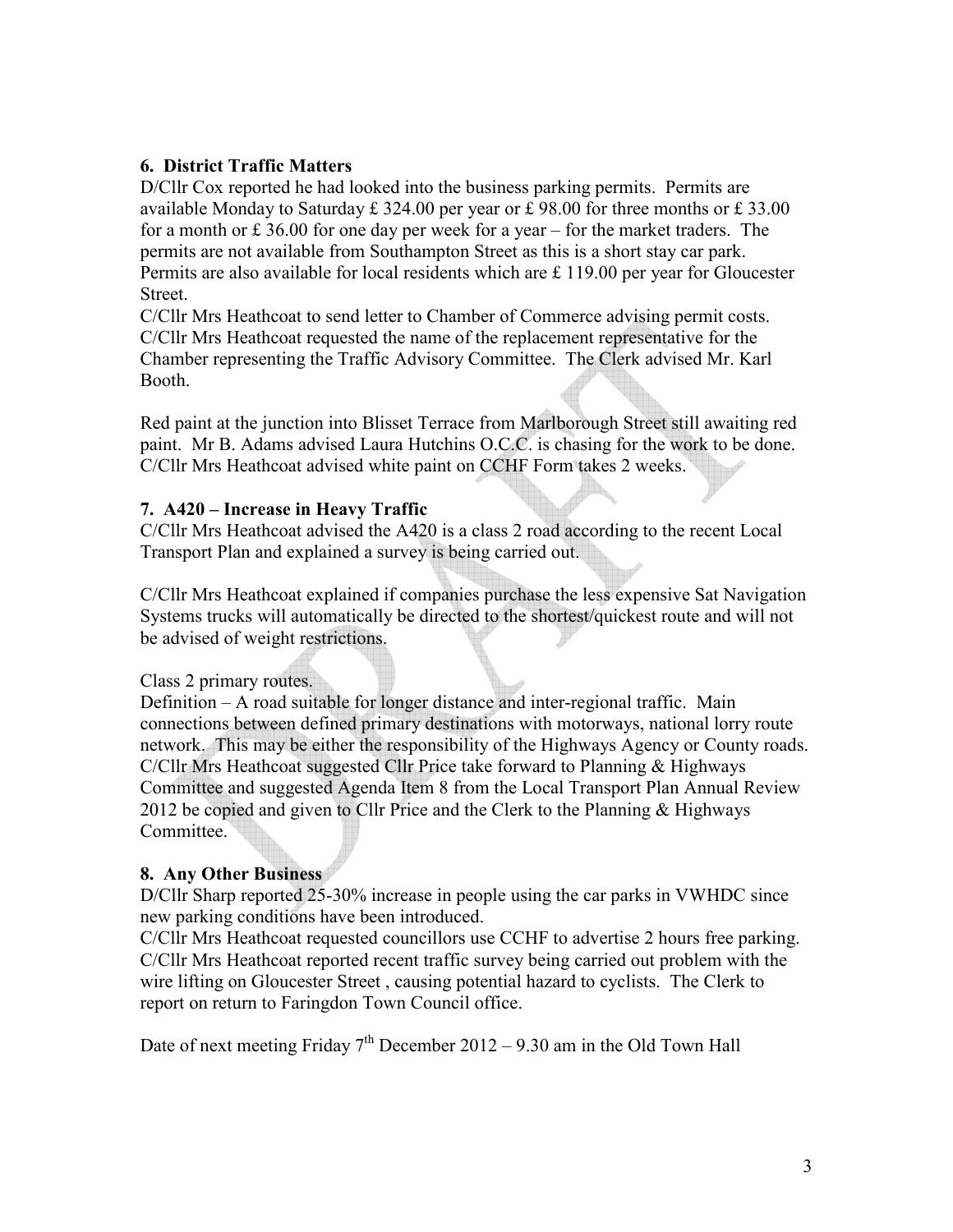## 6. District Traffic Matters

D/Cllr Cox reported he had looked into the business parking permits. Permits are available Monday to Saturday £ 324.00 per year or £ 98.00 for three months or £ 33.00 for a month or £ 36.00 for one day per week for a year – for the market traders. The permits are not available from Southampton Street as this is a short stay car park. Permits are also available for local residents which are £ 119.00 per year for Gloucester Street.

C/Cllr Mrs Heathcoat to send letter to Chamber of Commerce advising permit costs.
C/Cllr Mrs Heathcoat requested the name of the replacement representative for the Chamber representing the Traffic Advisory Committee. The Clerk advised Mr. Karl Booth.

Red paint at the junction into Blisset Terrace from Marlborough Street still awaiting red paint. Mr B. Adams advised Laura Hutchins O.C.C. is chasing for the work to be done.
C/Cllr Mrs Heathcoat advised white paint on CCHF Form takes 2 weeks.

## 7. A420 – Increase in Heavy Traffic

C/Cllr Mrs Heathcoat advised the A420 is a class 2 road according to the recent Local Transport Plan and explained a survey is being carried out.

C/Cllr Mrs Heathcoat explained if companies purchase the less expensive Sat Navigation Systems trucks will automatically be directed to the shortest/quickest route and will not be advised of weight restrictions.

Class 2 primary routes.
Definition – A road suitable for longer distance and inter-regional traffic. Main connections between defined primary destinations with motorways, national lorry route network. This may be either the responsibility of the Highways Agency or County roads.
C/Cllr Mrs Heathcoat suggested Cllr Price take forward to Planning & Highways Committee and suggested Agenda Item 8 from the Local Transport Plan Annual Review 2012 be copied and given to Cllr Price and the Clerk to the Planning & Highways Committee.

## 8. Any Other Business

D/Cllr Sharp reported 25-30% increase in people using the car parks in VWHDC since new parking conditions have been introduced.
C/Cllr Mrs Heathcoat requested councillors use CCHF to advertise 2 hours free parking.
C/Cllr Mrs Heathcoat reported recent traffic survey being carried out problem with the wire lifting on Gloucester Street , causing potential hazard to cyclists. The Clerk to report on return to Faringdon Town Council office.

Date of next meeting Friday 7th December 2012 – 9.30 am in the Old Town Hall